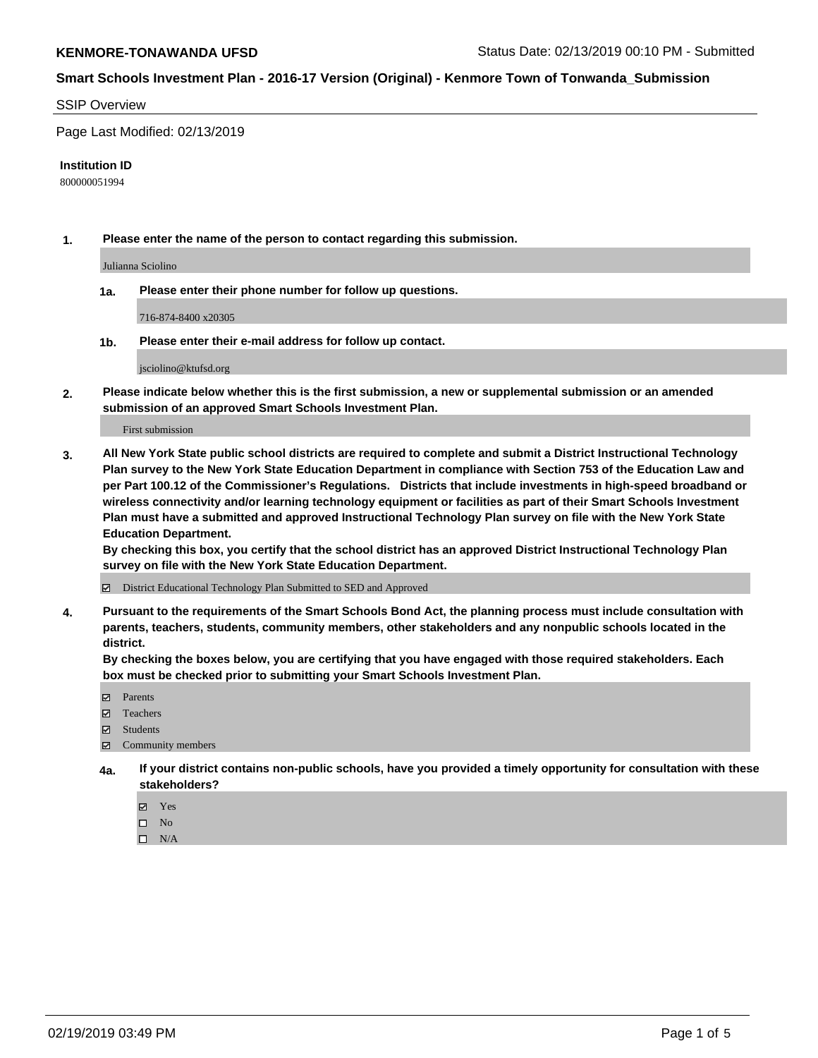**KENMORE-TONAWANDA UFSD** Status Date: 02/13/2019 00:10 PM - Submitted

**Smart Schools Investment Plan - 2016-17 Version (Original) - Kenmore Town of Tonwanda_Submission**

SSIP Overview

Page Last Modified: 02/13/2019

**Institution ID**

800000051994

**1. Please enter the name of the person to contact regarding this submission.**

Julianna Sciolino

**1a. Please enter their phone number for follow up questions.**

716-874-8400 x20305

**1b. Please enter their e-mail address for follow up contact.**

jsciolino@ktufsd.org

**2. Please indicate below whether this is the first submission, a new or supplemental submission or an amended submission of an approved Smart Schools Investment Plan.**

First submission

**3. All New York State public school districts are required to complete and submit a District Instructional Technology Plan survey to the New York State Education Department in compliance with Section 753 of the Education Law and per Part 100.12 of the Commissioner's Regulations. Districts that include investments in high-speed broadband or wireless connectivity and/or learning technology equipment or facilities as part of their Smart Schools Investment Plan must have a submitted and approved Instructional Technology Plan survey on file with the New York State Education Department.**
**By checking this box, you certify that the school district has an approved District Instructional Technology Plan survey on file with the New York State Education Department.**

☑ District Educational Technology Plan Submitted to SED and Approved

**4. Pursuant to the requirements of the Smart Schools Bond Act, the planning process must include consultation with parents, teachers, students, community members, other stakeholders and any nonpublic schools located in the district.**
**By checking the boxes below, you are certifying that you have engaged with those required stakeholders. Each box must be checked prior to submitting your Smart Schools Investment Plan.**

☑ Parents
☑ Teachers
☑ Students
☑ Community members

**4a. If your district contains non-public schools, have you provided a timely opportunity for consultation with these stakeholders?**

☑ Yes
☐ No
☐ N/A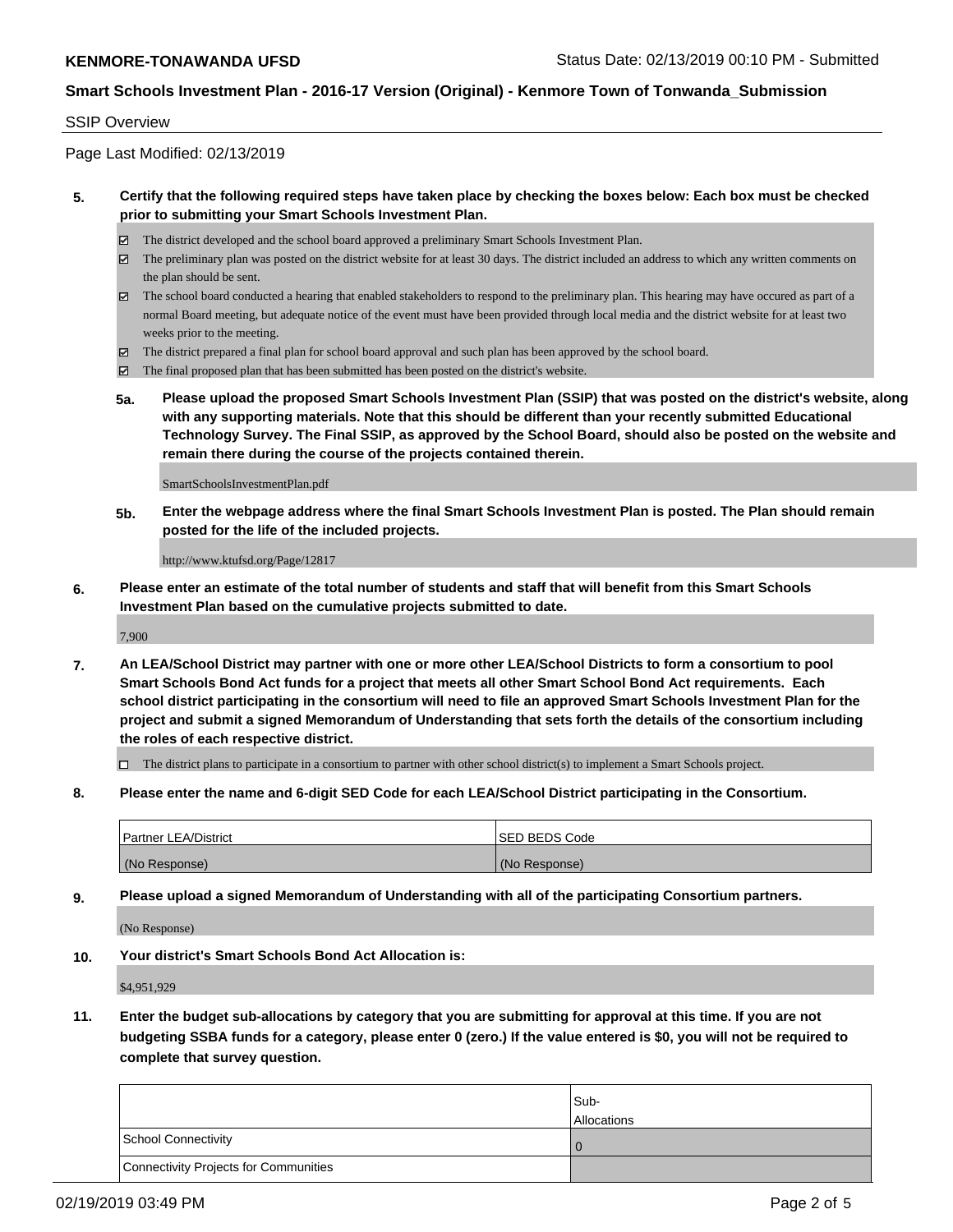## SSIP Overview

Page Last Modified: 02/13/2019

**5. Certify that the following required steps have taken place by checking the boxes below: Each box must be checked prior to submitting your Smart Schools Investment Plan.**

- ☑ The district developed and the school board approved a preliminary Smart Schools Investment Plan.
- ☑ The preliminary plan was posted on the district website for at least 30 days. The district included an address to which any written comments on the plan should be sent.
- ☑ The school board conducted a hearing that enabled stakeholders to respond to the preliminary plan. This hearing may have occured as part of a normal Board meeting, but adequate notice of the event must have been provided through local media and the district website for at least two weeks prior to the meeting.
- ☑ The district prepared a final plan for school board approval and such plan has been approved by the school board.
- ☑ The final proposed plan that has been submitted has been posted on the district's website.

**5a. Please upload the proposed Smart Schools Investment Plan (SSIP) that was posted on the district's website, along with any supporting materials. Note that this should be different than your recently submitted Educational Technology Survey. The Final SSIP, as approved by the School Board, should also be posted on the website and remain there during the course of the projects contained therein.**

SmartSchoolsInvestmentPlan.pdf

**5b. Enter the webpage address where the final Smart Schools Investment Plan is posted. The Plan should remain posted for the life of the included projects.**

http://www.ktufsd.org/Page/12817

**6. Please enter an estimate of the total number of students and staff that will benefit from this Smart Schools Investment Plan based on the cumulative projects submitted to date.**

7,900

**7. An LEA/School District may partner with one or more other LEA/School Districts to form a consortium to pool Smart Schools Bond Act funds for a project that meets all other Smart School Bond Act requirements. Each school district participating in the consortium will need to file an approved Smart Schools Investment Plan for the project and submit a signed Memorandum of Understanding that sets forth the details of the consortium including the roles of each respective district.**

- ☐ The district plans to participate in a consortium to partner with other school district(s) to implement a Smart Schools project.

**8. Please enter the name and 6-digit SED Code for each LEA/School District participating in the Consortium.**

| Partner LEA/District | SED BEDS Code |
|---|---|
| (No Response) | (No Response) |

**9. Please upload a signed Memorandum of Understanding with all of the participating Consortium partners.**

(No Response)

**10. Your district's Smart Schools Bond Act Allocation is:**

$4,951,929

**11. Enter the budget sub-allocations by category that you are submitting for approval at this time. If you are not budgeting SSBA funds for a category, please enter 0 (zero.) If the value entered is $0, you will not be required to complete that survey question.**

| | Sub-Allocations |
|---|---|
| School Connectivity | 0 |
| Connectivity Projects for Communities | |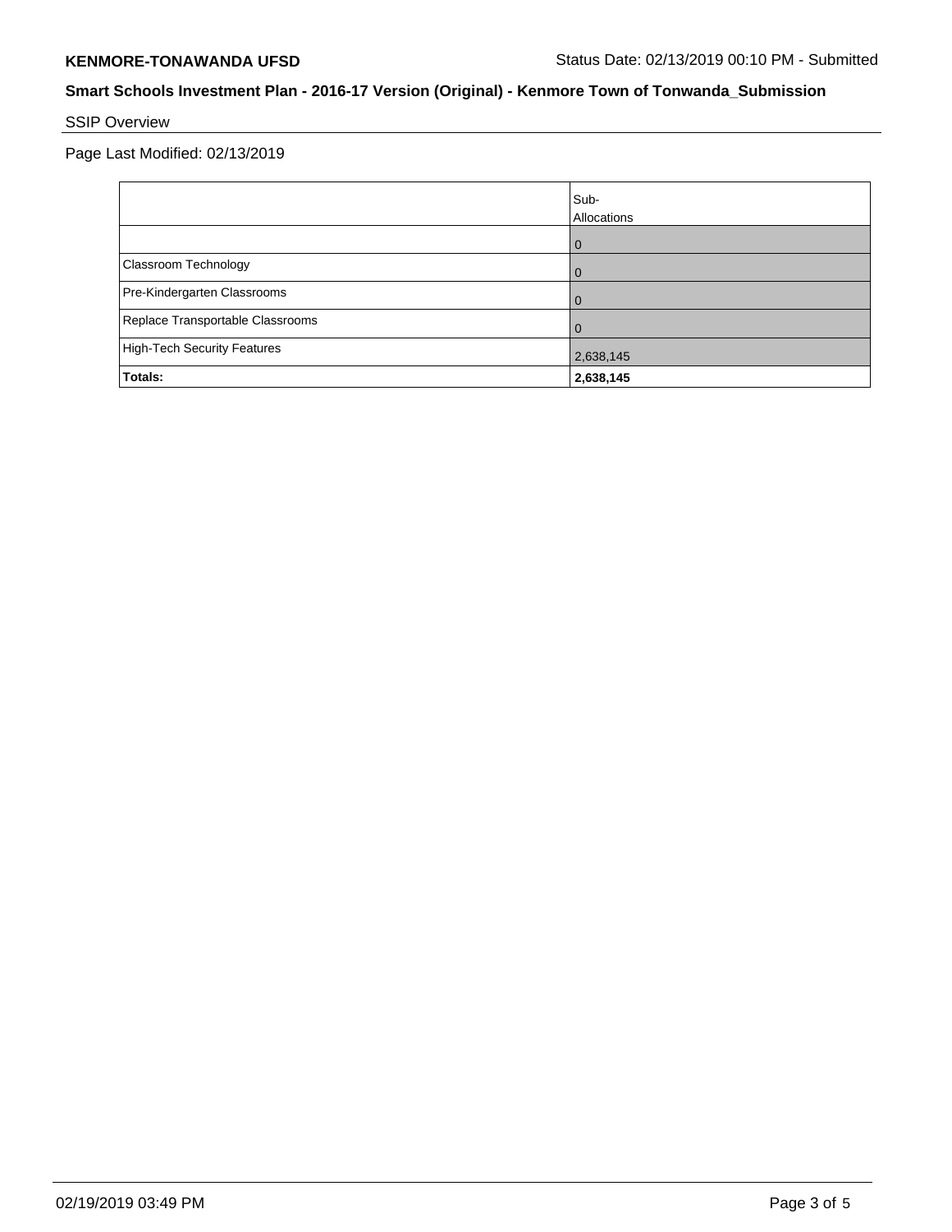KENMORE-TONAWANDA UFSD

Status Date: 02/13/2019 00:10 PM - Submitted

## Smart Schools Investment Plan - 2016-17 Version (Original) - Kenmore Town of Tonwanda_Submission

SSIP Overview

Page Last Modified: 02/13/2019

| | Sub-Allocations |
|---|---|
| | 0 |
| Classroom Technology | 0 |
| Pre-Kindergarten Classrooms | 0 |
| Replace Transportable Classrooms | 0 |
| High-Tech Security Features | 2,638,145 |
| **Totals:** | **2,638,145** |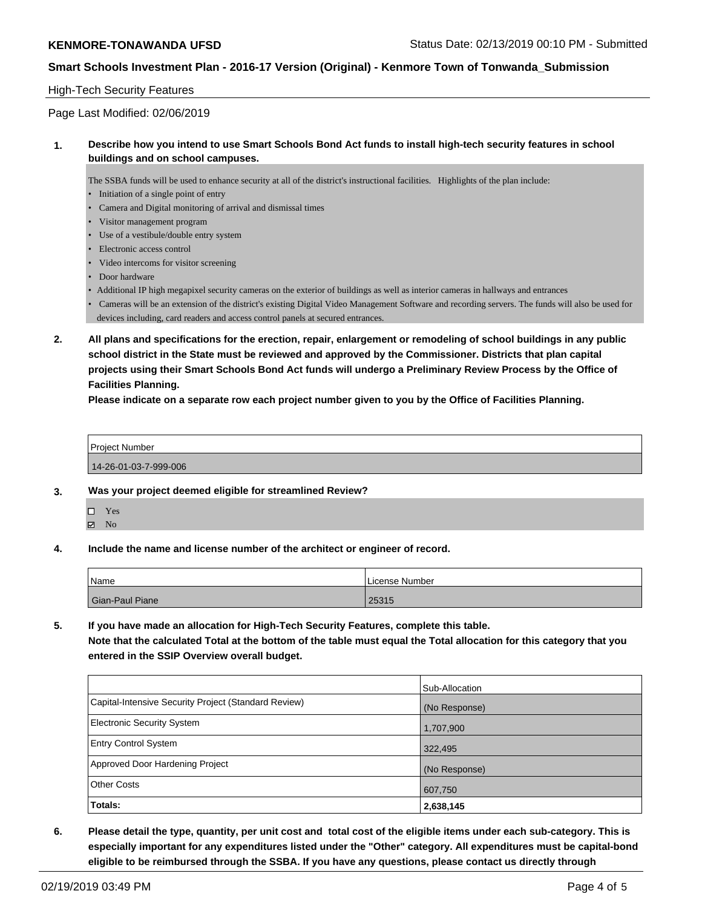High-Tech Security Features

Page Last Modified: 02/06/2019

**1. Describe how you intend to use Smart Schools Bond Act funds to install high-tech security features in school buildings and on school campuses.**

The SSBA funds will be used to enhance security at all of the district's instructional facilities. Highlights of the plan include:

- Initiation of a single point of entry
- Camera and Digital monitoring of arrival and dismissal times
- Visitor management program
- Use of a vestibule/double entry system
- Electronic access control
- Video intercoms for visitor screening
- Door hardware
- Additional IP high megapixel security cameras on the exterior of buildings as well as interior cameras in hallways and entrances
- Cameras will be an extension of the district's existing Digital Video Management Software and recording servers. The funds will also be used for devices including, card readers and access control panels at secured entrances.

**2. All plans and specifications for the erection, repair, enlargement or remodeling of school buildings in any public school district in the State must be reviewed and approved by the Commissioner. Districts that plan capital projects using their Smart Schools Bond Act funds will undergo a Preliminary Review Process by the Office of Facilities Planning.**

**Please indicate on a separate row each project number given to you by the Office of Facilities Planning.**

| Project Number |
|---|
| 14-26-01-03-7-999-006 |

**3. Was your project deemed eligible for streamlined Review?**

- ☐ Yes
- ☑ No

**4. Include the name and license number of the architect or engineer of record.**

| Name | License Number |
|---|---|
| Gian-Paul Piane | 25315 |

**5. If you have made an allocation for High-Tech Security Features, complete this table.**
**Note that the calculated Total at the bottom of the table must equal the Total allocation for this category that you entered in the SSIP Overview overall budget.**

| | Sub-Allocation |
|---|---|
| Capital-Intensive Security Project (Standard Review) | (No Response) |
| Electronic Security System | 1,707,900 |
| Entry Control System | 322,495 |
| Approved Door Hardening Project | (No Response) |
| Other Costs | 607,750 |
| **Totals:** | **2,638,145** |

**6. Please detail the type, quantity, per unit cost and total cost of the eligible items under each sub-category. This is especially important for any expenditures listed under the "Other" category. All expenditures must be capital-bond eligible to be reimbursed through the SSBA. If you have any questions, please contact us directly through**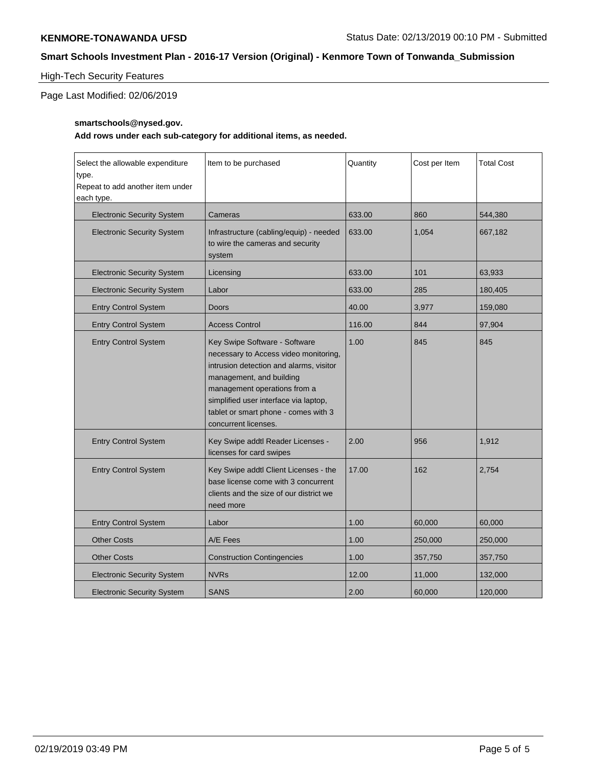**smartschools@nysed.gov.**

**Add rows under each sub-category for additional items, as needed.**

| Select the allowable expenditure type. Repeat to add another item under each type. | Item to be purchased | Quantity | Cost per Item | Total Cost |
|---|---|---|---|---|
| Electronic Security System | Cameras | 633.00 | 860 | 544,380 |
| Electronic Security System | Infrastructure (cabling/equip) - needed to wire the cameras and security system | 633.00 | 1,054 | 667,182 |
| Electronic Security System | Licensing | 633.00 | 101 | 63,933 |
| Electronic Security System | Labor | 633.00 | 285 | 180,405 |
| Entry Control System | Doors | 40.00 | 3,977 | 159,080 |
| Entry Control System | Access Control | 116.00 | 844 | 97,904 |
| Entry Control System | Key Swipe Software - Software necessary to Access video monitoring, intrusion detection and alarms, visitor management, and building management operations from a simplified user interface via laptop, tablet or smart phone - comes with 3 concurrent licenses. | 1.00 | 845 | 845 |
| Entry Control System | Key Swipe addtl Reader Licenses - licenses for card swipes | 2.00 | 956 | 1,912 |
| Entry Control System | Key Swipe addtl Client Licenses - the base license come with 3 concurrent clients and the size of our district we need more | 17.00 | 162 | 2,754 |
| Entry Control System | Labor | 1.00 | 60,000 | 60,000 |
| Other Costs | A/E Fees | 1.00 | 250,000 | 250,000 |
| Other Costs | Construction Contingencies | 1.00 | 357,750 | 357,750 |
| Electronic Security System | NVRs | 12.00 | 11,000 | 132,000 |
| Electronic Security System | SANS | 2.00 | 60,000 | 120,000 |